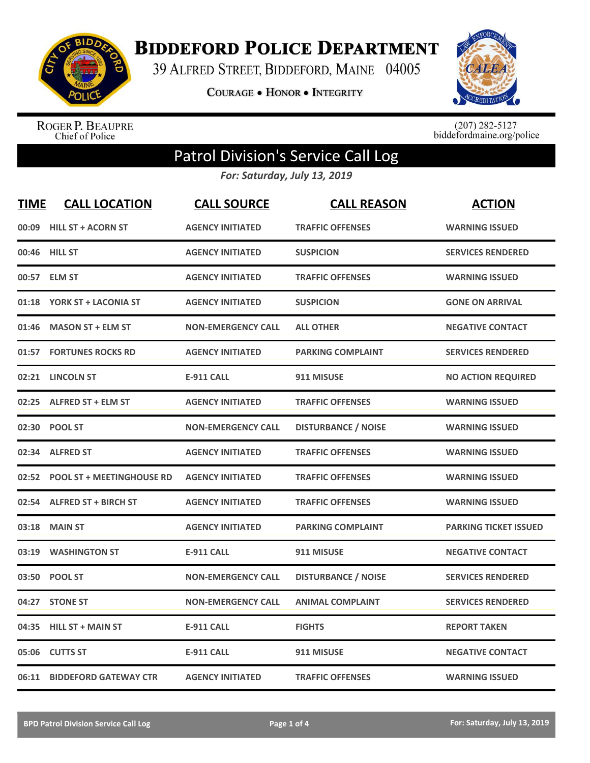# Biddeford Police Department

39 Alfred Street, Biddeford, Maine 04005

Courage • Honor • Integrity

Roger P. Beaupre
Chief of Police

(207) 282-5127
biddefordmaine.org/police

## Patrol Division's Service Call Log

*For: Saturday, July 13, 2019*

| TIME | CALL LOCATION | CALL SOURCE | CALL REASON | ACTION |
|---|---|---|---|---|
| 00:09 | HILL ST + ACORN ST | AGENCY INITIATED | TRAFFIC OFFENSES | WARNING ISSUED |
| 00:46 | HILL ST | AGENCY INITIATED | SUSPICION | SERVICES RENDERED |
| 00:57 | ELM ST | AGENCY INITIATED | TRAFFIC OFFENSES | WARNING ISSUED |
| 01:18 | YORK ST + LACONIA ST | AGENCY INITIATED | SUSPICION | GONE ON ARRIVAL |
| 01:46 | MASON ST + ELM ST | NON-EMERGENCY CALL | ALL OTHER | NEGATIVE CONTACT |
| 01:57 | FORTUNES ROCKS RD | AGENCY INITIATED | PARKING COMPLAINT | SERVICES RENDERED |
| 02:21 | LINCOLN ST | E-911 CALL | 911 MISUSE | NO ACTION REQUIRED |
| 02:25 | ALFRED ST + ELM ST | AGENCY INITIATED | TRAFFIC OFFENSES | WARNING ISSUED |
| 02:30 | POOL ST | NON-EMERGENCY CALL | DISTURBANCE / NOISE | WARNING ISSUED |
| 02:34 | ALFRED ST | AGENCY INITIATED | TRAFFIC OFFENSES | WARNING ISSUED |
| 02:52 | POOL ST + MEETINGHOUSE RD | AGENCY INITIATED | TRAFFIC OFFENSES | WARNING ISSUED |
| 02:54 | ALFRED ST + BIRCH ST | AGENCY INITIATED | TRAFFIC OFFENSES | WARNING ISSUED |
| 03:18 | MAIN ST | AGENCY INITIATED | PARKING COMPLAINT | PARKING TICKET ISSUED |
| 03:19 | WASHINGTON ST | E-911 CALL | 911 MISUSE | NEGATIVE CONTACT |
| 03:50 | POOL ST | NON-EMERGENCY CALL | DISTURBANCE / NOISE | SERVICES RENDERED |
| 04:27 | STONE ST | NON-EMERGENCY CALL | ANIMAL COMPLAINT | SERVICES RENDERED |
| 04:35 | HILL ST + MAIN ST | E-911 CALL | FIGHTS | REPORT TAKEN |
| 05:06 | CUTTS ST | E-911 CALL | 911 MISUSE | NEGATIVE CONTACT |
| 06:11 | BIDDEFORD GATEWAY CTR | AGENCY INITIATED | TRAFFIC OFFENSES | WARNING ISSUED |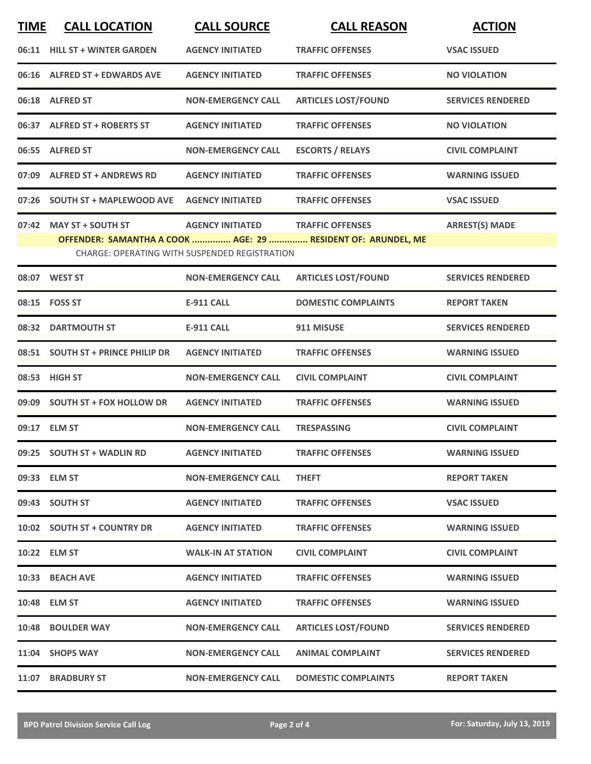| TIME | CALL LOCATION | CALL SOURCE | CALL REASON | ACTION |
|---|---|---|---|---|
| 06:11 | HILL ST + WINTER GARDEN | AGENCY INITIATED | TRAFFIC OFFENSES | VSAC ISSUED |
| 06:16 | ALFRED ST + EDWARDS AVE | AGENCY INITIATED | TRAFFIC OFFENSES | NO VIOLATION |
| 06:18 | ALFRED ST | NON-EMERGENCY CALL | ARTICLES LOST/FOUND | SERVICES RENDERED |
| 06:37 | ALFRED ST + ROBERTS ST | AGENCY INITIATED | TRAFFIC OFFENSES | NO VIOLATION |
| 06:55 | ALFRED ST | NON-EMERGENCY CALL | ESCORTS / RELAYS | CIVIL COMPLAINT |
| 07:09 | ALFRED ST + ANDREWS RD | AGENCY INITIATED | TRAFFIC OFFENSES | WARNING ISSUED |
| 07:26 | SOUTH ST + MAPLEWOOD AVE | AGENCY INITIATED | TRAFFIC OFFENSES | VSAC ISSUED |
| 07:42 | MAY ST + SOUTH ST | AGENCY INITIATED | TRAFFIC OFFENSES | ARREST(S) MADE |
| | OFFENDER: SAMANTHA A COOK ............... AGE: 29 ............... RESIDENT OF: ARUNDEL, ME | | | |
| | CHARGE: OPERATING WITH SUSPENDED REGISTRATION | | | |
| 08:07 | WEST ST | NON-EMERGENCY CALL | ARTICLES LOST/FOUND | SERVICES RENDERED |
| 08:15 | FOSS ST | E-911 CALL | DOMESTIC COMPLAINTS | REPORT TAKEN |
| 08:32 | DARTMOUTH ST | E-911 CALL | 911 MISUSE | SERVICES RENDERED |
| 08:51 | SOUTH ST + PRINCE PHILIP DR | AGENCY INITIATED | TRAFFIC OFFENSES | WARNING ISSUED |
| 08:53 | HIGH ST | NON-EMERGENCY CALL | CIVIL COMPLAINT | CIVIL COMPLAINT |
| 09:09 | SOUTH ST + FOX HOLLOW DR | AGENCY INITIATED | TRAFFIC OFFENSES | WARNING ISSUED |
| 09:17 | ELM ST | NON-EMERGENCY CALL | TRESPASSING | CIVIL COMPLAINT |
| 09:25 | SOUTH ST + WADLIN RD | AGENCY INITIATED | TRAFFIC OFFENSES | WARNING ISSUED |
| 09:33 | ELM ST | NON-EMERGENCY CALL | THEFT | REPORT TAKEN |
| 09:43 | SOUTH ST | AGENCY INITIATED | TRAFFIC OFFENSES | VSAC ISSUED |
| 10:02 | SOUTH ST + COUNTRY DR | AGENCY INITIATED | TRAFFIC OFFENSES | WARNING ISSUED |
| 10:22 | ELM ST | WALK-IN AT STATION | CIVIL COMPLAINT | CIVIL COMPLAINT |
| 10:33 | BEACH AVE | AGENCY INITIATED | TRAFFIC OFFENSES | WARNING ISSUED |
| 10:48 | ELM ST | AGENCY INITIATED | TRAFFIC OFFENSES | WARNING ISSUED |
| 10:48 | BOULDER WAY | NON-EMERGENCY CALL | ARTICLES LOST/FOUND | SERVICES RENDERED |
| 11:04 | SHOPS WAY | NON-EMERGENCY CALL | ANIMAL COMPLAINT | SERVICES RENDERED |
| 11:07 | BRADBURY ST | NON-EMERGENCY CALL | DOMESTIC COMPLAINTS | REPORT TAKEN |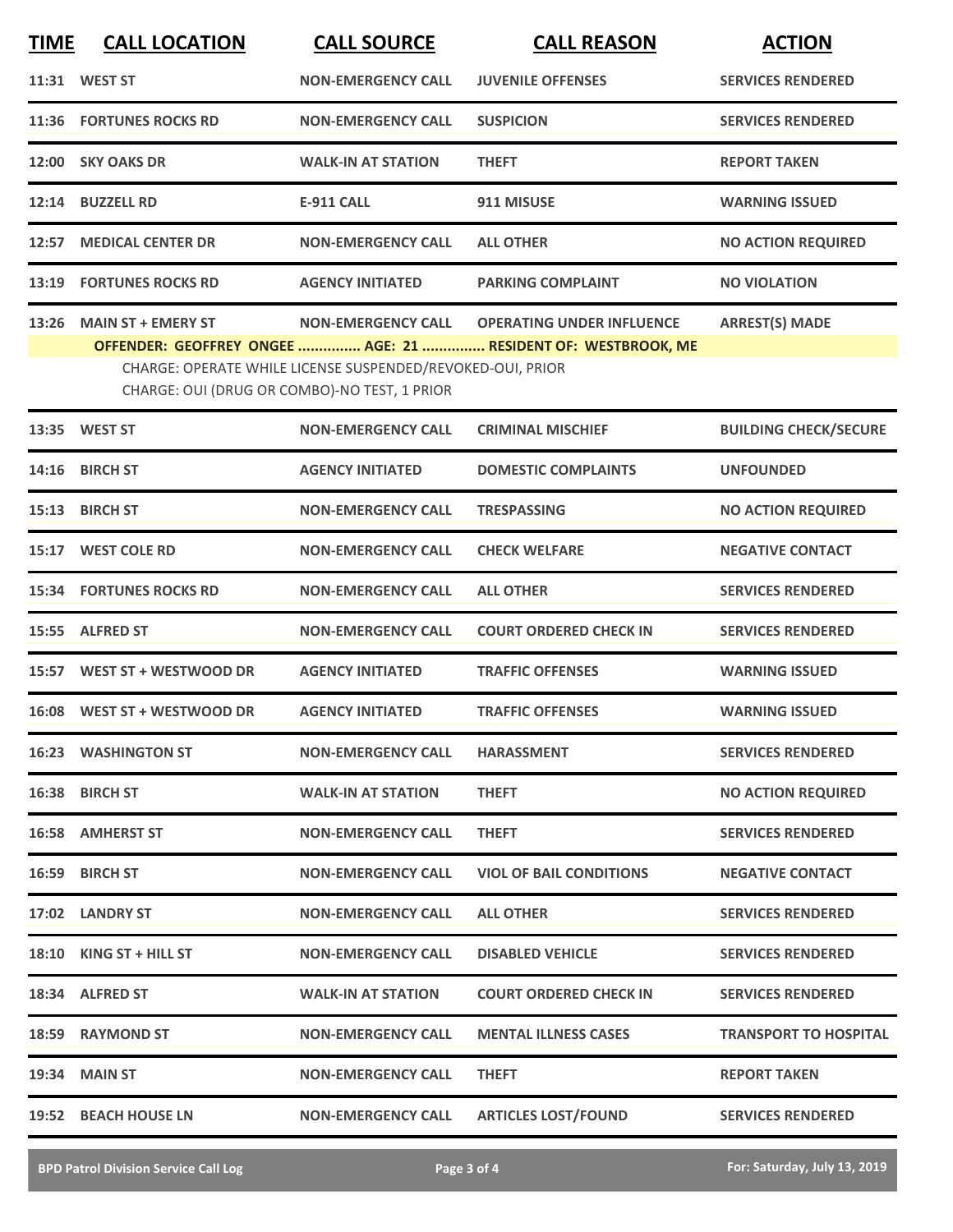| TIME | CALL LOCATION | CALL SOURCE | CALL REASON | ACTION |
|---|---|---|---|---|
| 11:31 | WEST ST | NON-EMERGENCY CALL | JUVENILE OFFENSES | SERVICES RENDERED |
| 11:36 | FORTUNES ROCKS RD | NON-EMERGENCY CALL | SUSPICION | SERVICES RENDERED |
| 12:00 | SKY OAKS DR | WALK-IN AT STATION | THEFT | REPORT TAKEN |
| 12:14 | BUZZELL RD | E-911 CALL | 911 MISUSE | WARNING ISSUED |
| 12:57 | MEDICAL CENTER DR | NON-EMERGENCY CALL | ALL OTHER | NO ACTION REQUIRED |
| 13:19 | FORTUNES ROCKS RD | AGENCY INITIATED | PARKING COMPLAINT | NO VIOLATION |
| 13:26 | MAIN ST + EMERY ST | NON-EMERGENCY CALL | OPERATING UNDER INFLUENCE | ARREST(S) MADE |

**OFFENDER: GEOFFREY ONGEE ............... AGE: 21 ............... RESIDENT OF: WESTBROOK, ME**

CHARGE: OPERATE WHILE LICENSE SUSPENDED/REVOKED-OUI, PRIOR
CHARGE: OUI (DRUG OR COMBO)-NO TEST, 1 PRIOR

| TIME | CALL LOCATION | CALL SOURCE | CALL REASON | ACTION |
|---|---|---|---|---|
| 13:35 | WEST ST | NON-EMERGENCY CALL | CRIMINAL MISCHIEF | BUILDING CHECK/SECURE |
| 14:16 | BIRCH ST | AGENCY INITIATED | DOMESTIC COMPLAINTS | UNFOUNDED |
| 15:13 | BIRCH ST | NON-EMERGENCY CALL | TRESPASSING | NO ACTION REQUIRED |
| 15:17 | WEST COLE RD | NON-EMERGENCY CALL | CHECK WELFARE | NEGATIVE CONTACT |
| 15:34 | FORTUNES ROCKS RD | NON-EMERGENCY CALL | ALL OTHER | SERVICES RENDERED |
| 15:55 | ALFRED ST | NON-EMERGENCY CALL | COURT ORDERED CHECK IN | SERVICES RENDERED |
| 15:57 | WEST ST + WESTWOOD DR | AGENCY INITIATED | TRAFFIC OFFENSES | WARNING ISSUED |
| 16:08 | WEST ST + WESTWOOD DR | AGENCY INITIATED | TRAFFIC OFFENSES | WARNING ISSUED |
| 16:23 | WASHINGTON ST | NON-EMERGENCY CALL | HARASSMENT | SERVICES RENDERED |
| 16:38 | BIRCH ST | WALK-IN AT STATION | THEFT | NO ACTION REQUIRED |
| 16:58 | AMHERST ST | NON-EMERGENCY CALL | THEFT | SERVICES RENDERED |
| 16:59 | BIRCH ST | NON-EMERGENCY CALL | VIOL OF BAIL CONDITIONS | NEGATIVE CONTACT |
| 17:02 | LANDRY ST | NON-EMERGENCY CALL | ALL OTHER | SERVICES RENDERED |
| 18:10 | KING ST + HILL ST | NON-EMERGENCY CALL | DISABLED VEHICLE | SERVICES RENDERED |
| 18:34 | ALFRED ST | WALK-IN AT STATION | COURT ORDERED CHECK IN | SERVICES RENDERED |
| 18:59 | RAYMOND ST | NON-EMERGENCY CALL | MENTAL ILLNESS CASES | TRANSPORT TO HOSPITAL |
| 19:34 | MAIN ST | NON-EMERGENCY CALL | THEFT | REPORT TAKEN |
| 19:52 | BEACH HOUSE LN | NON-EMERGENCY CALL | ARTICLES LOST/FOUND | SERVICES RENDERED |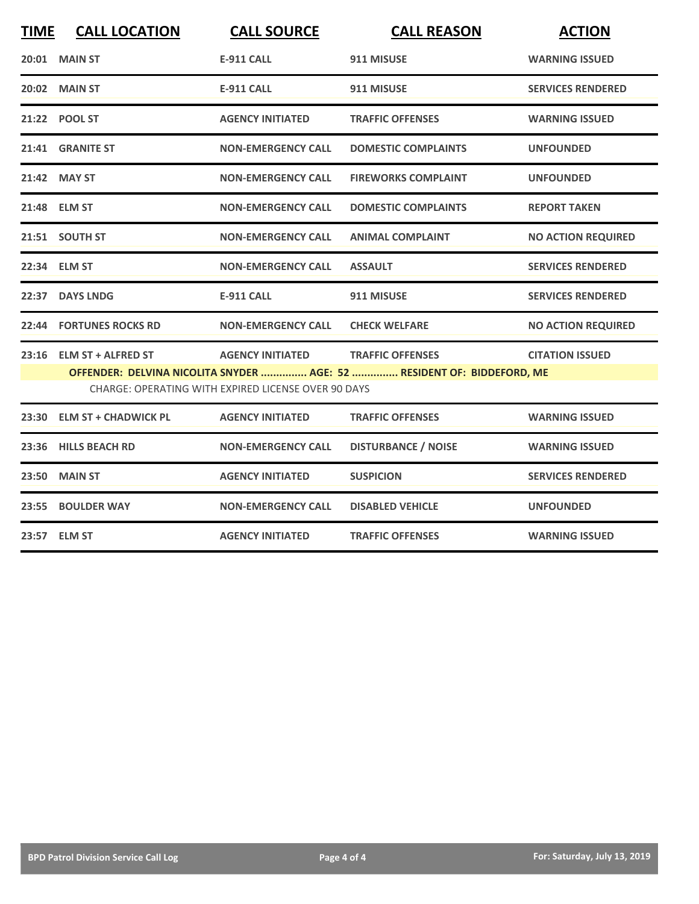| TIME | CALL LOCATION | CALL SOURCE | CALL REASON | ACTION |
|---|---|---|---|---|
| 20:01 | MAIN ST | E-911 CALL | 911 MISUSE | WARNING ISSUED |
| 20:02 | MAIN ST | E-911 CALL | 911 MISUSE | SERVICES RENDERED |
| 21:22 | POOL ST | AGENCY INITIATED | TRAFFIC OFFENSES | WARNING ISSUED |
| 21:41 | GRANITE ST | NON-EMERGENCY CALL | DOMESTIC COMPLAINTS | UNFOUNDED |
| 21:42 | MAY ST | NON-EMERGENCY CALL | FIREWORKS COMPLAINT | UNFOUNDED |
| 21:48 | ELM ST | NON-EMERGENCY CALL | DOMESTIC COMPLAINTS | REPORT TAKEN |
| 21:51 | SOUTH ST | NON-EMERGENCY CALL | ANIMAL COMPLAINT | NO ACTION REQUIRED |
| 22:34 | ELM ST | NON-EMERGENCY CALL | ASSAULT | SERVICES RENDERED |
| 22:37 | DAYS LNDG | E-911 CALL | 911 MISUSE | SERVICES RENDERED |
| 22:44 | FORTUNES ROCKS RD | NON-EMERGENCY CALL | CHECK WELFARE | NO ACTION REQUIRED |
| 23:16 | ELM ST + ALFRED ST | AGENCY INITIATED | TRAFFIC OFFENSES | CITATION ISSUED |
| | OFFENDER: DELVINA NICOLITA SNYDER ............... AGE: 52 ............... RESIDENT OF: BIDDEFORD, ME | | | |
| | CHARGE: OPERATING WITH EXPIRED LICENSE OVER 90 DAYS | | | |
| 23:30 | ELM ST + CHADWICK PL | AGENCY INITIATED | TRAFFIC OFFENSES | WARNING ISSUED |
| 23:36 | HILLS BEACH RD | NON-EMERGENCY CALL | DISTURBANCE / NOISE | WARNING ISSUED |
| 23:50 | MAIN ST | AGENCY INITIATED | SUSPICION | SERVICES RENDERED |
| 23:55 | BOULDER WAY | NON-EMERGENCY CALL | DISABLED VEHICLE | UNFOUNDED |
| 23:57 | ELM ST | AGENCY INITIATED | TRAFFIC OFFENSES | WARNING ISSUED |